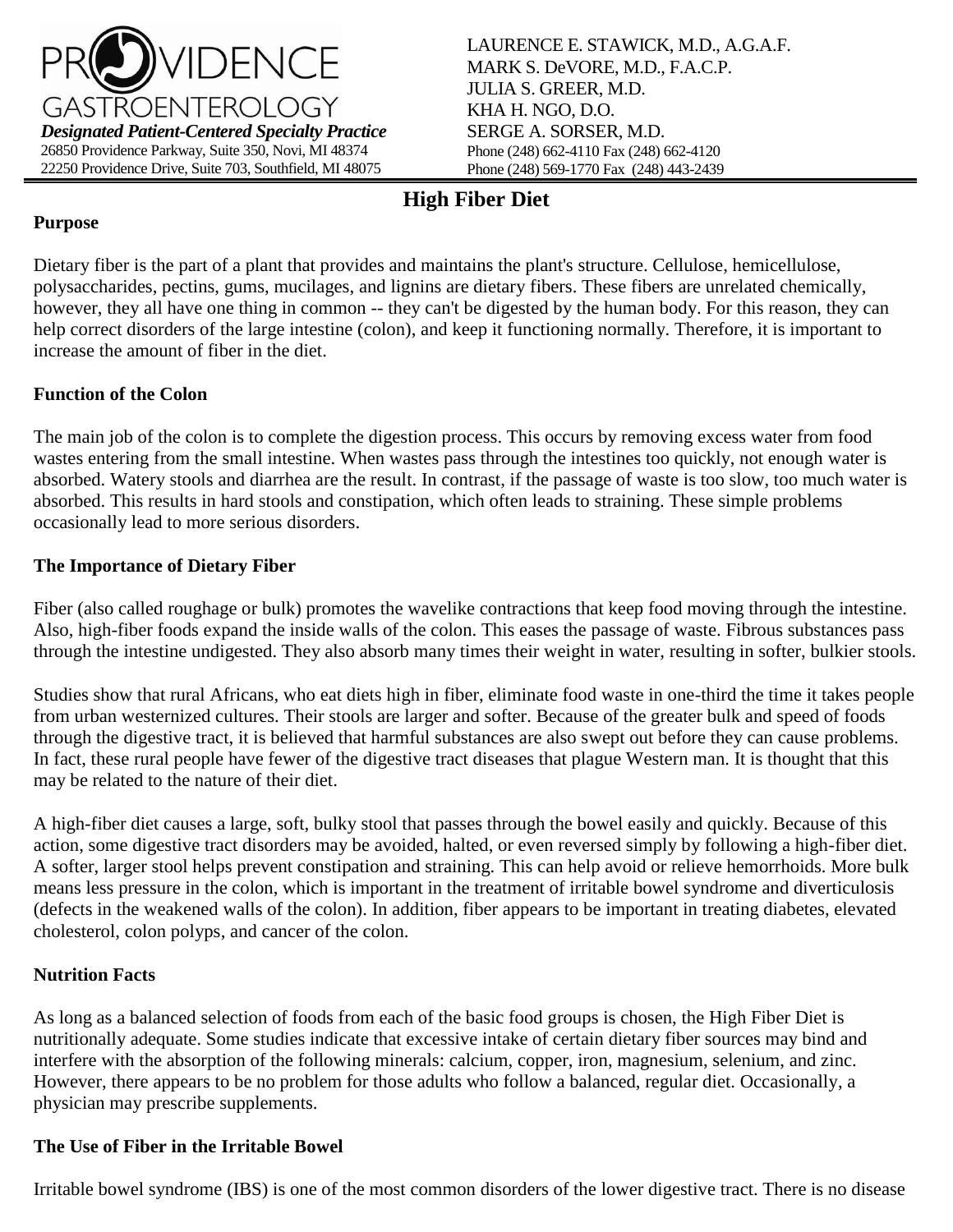PROVIDENCE GASTROENTEROLOGY

*Designated Patient-Centered Specialty Practice*

26850 Providence Parkway, Suite 350, Novi, MI 48374
22250 Providence Drive, Suite 703, Southfield, MI 48075

LAURENCE E. STAWICK, M.D., A.G.A.F.
MARK S. DeVORE, M.D., F.A.C.P.
JULIA S. GREER, M.D.
KHA H. NGO, D.O.
SERGE A. SORSER, M.D.
Phone (248) 662-4110 Fax (248) 662-4120
Phone (248) 569-1770 Fax (248) 443-2439

# High Fiber Diet

## Purpose

Dietary fiber is the part of a plant that provides and maintains the plant's structure. Cellulose, hemicellulose, polysaccharides, pectins, gums, mucilages, and lignins are dietary fibers. These fibers are unrelated chemically, however, they all have one thing in common -- they can't be digested by the human body. For this reason, they can help correct disorders of the large intestine (colon), and keep it functioning normally. Therefore, it is important to increase the amount of fiber in the diet.

## Function of the Colon

The main job of the colon is to complete the digestion process. This occurs by removing excess water from food wastes entering from the small intestine. When wastes pass through the intestines too quickly, not enough water is absorbed. Watery stools and diarrhea are the result. In contrast, if the passage of waste is too slow, too much water is absorbed. This results in hard stools and constipation, which often leads to straining. These simple problems occasionally lead to more serious disorders.

## The Importance of Dietary Fiber

Fiber (also called roughage or bulk) promotes the wavelike contractions that keep food moving through the intestine. Also, high-fiber foods expand the inside walls of the colon. This eases the passage of waste. Fibrous substances pass through the intestine undigested. They also absorb many times their weight in water, resulting in softer, bulkier stools.

Studies show that rural Africans, who eat diets high in fiber, eliminate food waste in one-third the time it takes people from urban westernized cultures. Their stools are larger and softer. Because of the greater bulk and speed of foods through the digestive tract, it is believed that harmful substances are also swept out before they can cause problems. In fact, these rural people have fewer of the digestive tract diseases that plague Western man. It is thought that this may be related to the nature of their diet.

A high-fiber diet causes a large, soft, bulky stool that passes through the bowel easily and quickly. Because of this action, some digestive tract disorders may be avoided, halted, or even reversed simply by following a high-fiber diet. A softer, larger stool helps prevent constipation and straining. This can help avoid or relieve hemorrhoids. More bulk means less pressure in the colon, which is important in the treatment of irritable bowel syndrome and diverticulosis (defects in the weakened walls of the colon). In addition, fiber appears to be important in treating diabetes, elevated cholesterol, colon polyps, and cancer of the colon.

## Nutrition Facts

As long as a balanced selection of foods from each of the basic food groups is chosen, the High Fiber Diet is nutritionally adequate. Some studies indicate that excessive intake of certain dietary fiber sources may bind and interfere with the absorption of the following minerals: calcium, copper, iron, magnesium, selenium, and zinc. However, there appears to be no problem for those adults who follow a balanced, regular diet. Occasionally, a physician may prescribe supplements.

## The Use of Fiber in the Irritable Bowel

Irritable bowel syndrome (IBS) is one of the most common disorders of the lower digestive tract. There is no disease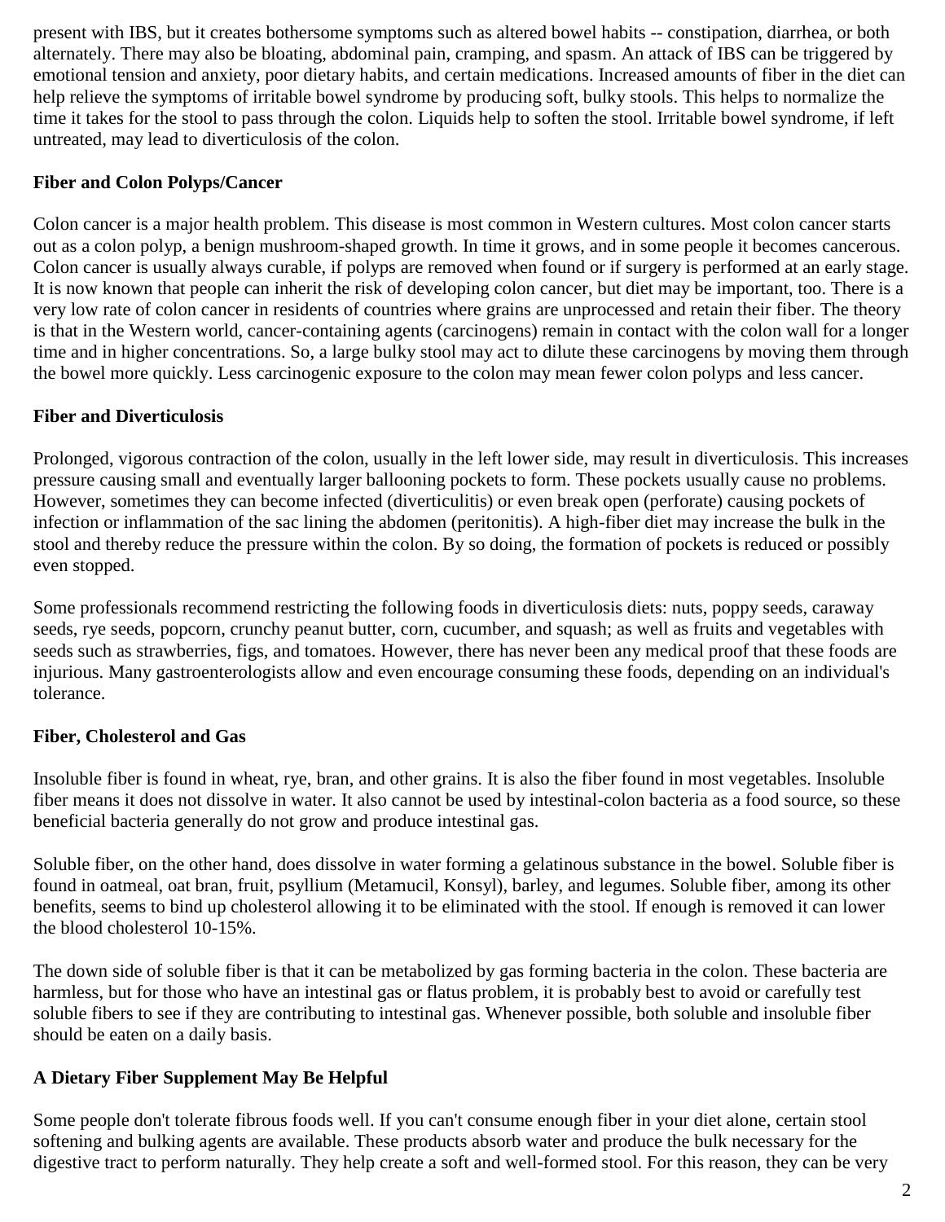present with IBS, but it creates bothersome symptoms such as altered bowel habits -- constipation, diarrhea, or both alternately. There may also be bloating, abdominal pain, cramping, and spasm. An attack of IBS can be triggered by emotional tension and anxiety, poor dietary habits, and certain medications. Increased amounts of fiber in the diet can help relieve the symptoms of irritable bowel syndrome by producing soft, bulky stools. This helps to normalize the time it takes for the stool to pass through the colon. Liquids help to soften the stool. Irritable bowel syndrome, if left untreated, may lead to diverticulosis of the colon.

**Fiber and Colon Polyps/Cancer**

Colon cancer is a major health problem. This disease is most common in Western cultures. Most colon cancer starts out as a colon polyp, a benign mushroom-shaped growth. In time it grows, and in some people it becomes cancerous. Colon cancer is usually always curable, if polyps are removed when found or if surgery is performed at an early stage. It is now known that people can inherit the risk of developing colon cancer, but diet may be important, too. There is a very low rate of colon cancer in residents of countries where grains are unprocessed and retain their fiber. The theory is that in the Western world, cancer-containing agents (carcinogens) remain in contact with the colon wall for a longer time and in higher concentrations. So, a large bulky stool may act to dilute these carcinogens by moving them through the bowel more quickly. Less carcinogenic exposure to the colon may mean fewer colon polyps and less cancer.

**Fiber and Diverticulosis**

Prolonged, vigorous contraction of the colon, usually in the left lower side, may result in diverticulosis. This increases pressure causing small and eventually larger ballooning pockets to form. These pockets usually cause no problems. However, sometimes they can become infected (diverticulitis) or even break open (perforate) causing pockets of infection or inflammation of the sac lining the abdomen (peritonitis). A high-fiber diet may increase the bulk in the stool and thereby reduce the pressure within the colon. By so doing, the formation of pockets is reduced or possibly even stopped.

Some professionals recommend restricting the following foods in diverticulosis diets: nuts, poppy seeds, caraway seeds, rye seeds, popcorn, crunchy peanut butter, corn, cucumber, and squash; as well as fruits and vegetables with seeds such as strawberries, figs, and tomatoes. However, there has never been any medical proof that these foods are injurious. Many gastroenterologists allow and even encourage consuming these foods, depending on an individual's tolerance.

**Fiber, Cholesterol and Gas**

Insoluble fiber is found in wheat, rye, bran, and other grains. It is also the fiber found in most vegetables. Insoluble fiber means it does not dissolve in water. It also cannot be used by intestinal-colon bacteria as a food source, so these beneficial bacteria generally do not grow and produce intestinal gas.

Soluble fiber, on the other hand, does dissolve in water forming a gelatinous substance in the bowel. Soluble fiber is found in oatmeal, oat bran, fruit, psyllium (Metamucil, Konsyl), barley, and legumes. Soluble fiber, among its other benefits, seems to bind up cholesterol allowing it to be eliminated with the stool. If enough is removed it can lower the blood cholesterol 10-15%.

The down side of soluble fiber is that it can be metabolized by gas forming bacteria in the colon. These bacteria are harmless, but for those who have an intestinal gas or flatus problem, it is probably best to avoid or carefully test soluble fibers to see if they are contributing to intestinal gas. Whenever possible, both soluble and insoluble fiber should be eaten on a daily basis.

**A Dietary Fiber Supplement May Be Helpful**

Some people don't tolerate fibrous foods well. If you can't consume enough fiber in your diet alone, certain stool softening and bulking agents are available. These products absorb water and produce the bulk necessary for the digestive tract to perform naturally. They help create a soft and well-formed stool. For this reason, they can be very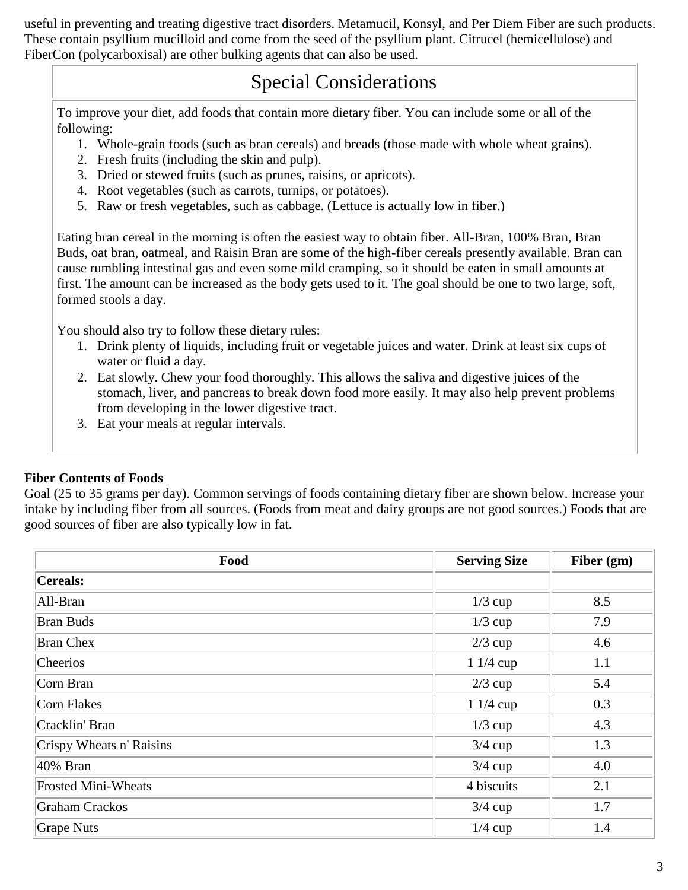useful in preventing and treating digestive tract disorders. Metamucil, Konsyl, and Per Diem Fiber are such products. These contain psyllium mucilloid and come from the seed of the psyllium plant. Citrucel (hemicellulose) and FiberCon (polycarboxisal) are other bulking agents that can also be used.

## Special Considerations

To improve your diet, add foods that contain more dietary fiber. You can include some or all of the following:

1. Whole-grain foods (such as bran cereals) and breads (those made with whole wheat grains).
2. Fresh fruits (including the skin and pulp).
3. Dried or stewed fruits (such as prunes, raisins, or apricots).
4. Root vegetables (such as carrots, turnips, or potatoes).
5. Raw or fresh vegetables, such as cabbage. (Lettuce is actually low in fiber.)

Eating bran cereal in the morning is often the easiest way to obtain fiber. All-Bran, 100% Bran, Bran Buds, oat bran, oatmeal, and Raisin Bran are some of the high-fiber cereals presently available. Bran can cause rumbling intestinal gas and even some mild cramping, so it should be eaten in small amounts at first. The amount can be increased as the body gets used to it. The goal should be one to two large, soft, formed stools a day.

You should also try to follow these dietary rules:

1. Drink plenty of liquids, including fruit or vegetable juices and water. Drink at least six cups of water or fluid a day.
2. Eat slowly. Chew your food thoroughly. This allows the saliva and digestive juices of the stomach, liver, and pancreas to break down food more easily. It may also help prevent problems from developing in the lower digestive tract.
3. Eat your meals at regular intervals.

**Fiber Contents of Foods**

Goal (25 to 35 grams per day). Common servings of foods containing dietary fiber are shown below. Increase your intake by including fiber from all sources. (Foods from meat and dairy groups are not good sources.) Foods that are good sources of fiber are also typically low in fat.

| Food | Serving Size | Fiber (gm) |
|---|---|---|
| **Cereals:** | | |
| All-Bran | 1/3 cup | 8.5 |
| Bran Buds | 1/3 cup | 7.9 |
| Bran Chex | 2/3 cup | 4.6 |
| Cheerios | 1 1/4 cup | 1.1 |
| Corn Bran | 2/3 cup | 5.4 |
| Corn Flakes | 1 1/4 cup | 0.3 |
| Cracklin' Bran | 1/3 cup | 4.3 |
| Crispy Wheats n' Raisins | 3/4 cup | 1.3 |
| 40% Bran | 3/4 cup | 4.0 |
| Frosted Mini-Wheats | 4 biscuits | 2.1 |
| Graham Crackos | 3/4 cup | 1.7 |
| Grape Nuts | 1/4 cup | 1.4 |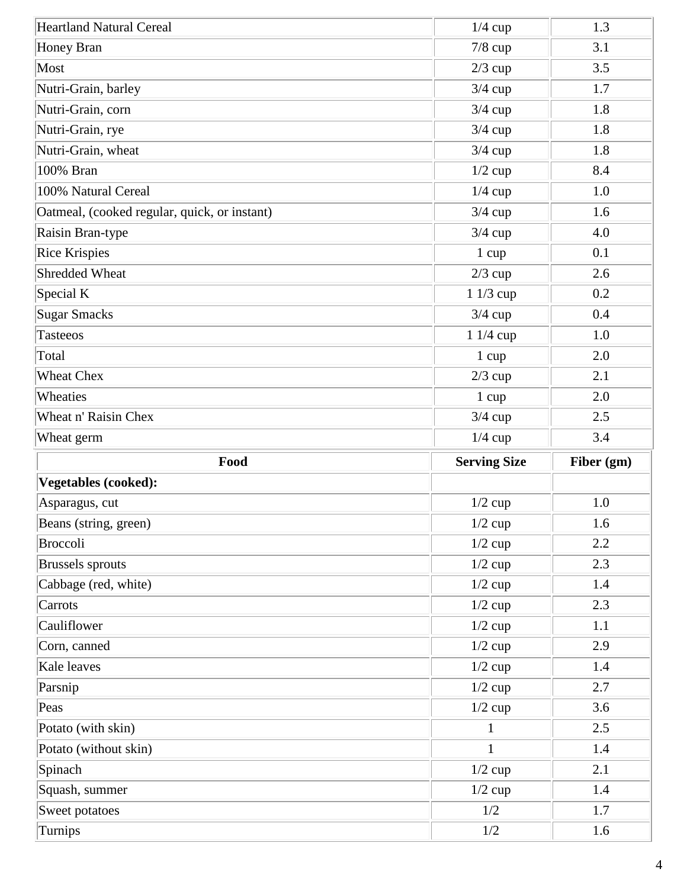| | | |
|---|---|---|
| Heartland Natural Cereal | 1/4 cup | 1.3 |
| Honey Bran | 7/8 cup | 3.1 |
| Most | 2/3 cup | 3.5 |
| Nutri-Grain, barley | 3/4 cup | 1.7 |
| Nutri-Grain, corn | 3/4 cup | 1.8 |
| Nutri-Grain, rye | 3/4 cup | 1.8 |
| Nutri-Grain, wheat | 3/4 cup | 1.8 |
| 100% Bran | 1/2 cup | 8.4 |
| 100% Natural Cereal | 1/4 cup | 1.0 |
| Oatmeal, (cooked regular, quick, or instant) | 3/4 cup | 1.6 |
| Raisin Bran-type | 3/4 cup | 4.0 |
| Rice Krispies | 1 cup | 0.1 |
| Shredded Wheat | 2/3 cup | 2.6 |
| Special K | 1 1/3 cup | 0.2 |
| Sugar Smacks | 3/4 cup | 0.4 |
| Tasteeos | 1 1/4 cup | 1.0 |
| Total | 1 cup | 2.0 |
| Wheat Chex | 2/3 cup | 2.1 |
| Wheaties | 1 cup | 2.0 |
| Wheat n' Raisin Chex | 3/4 cup | 2.5 |
| Wheat germ | 1/4 cup | 3.4 |

| Food | Serving Size | Fiber (gm) |
|---|---|---|
| **Vegetables (cooked):** | | |
| Asparagus, cut | 1/2 cup | 1.0 |
| Beans (string, green) | 1/2 cup | 1.6 |
| Broccoli | 1/2 cup | 2.2 |
| Brussels sprouts | 1/2 cup | 2.3 |
| Cabbage (red, white) | 1/2 cup | 1.4 |
| Carrots | 1/2 cup | 2.3 |
| Cauliflower | 1/2 cup | 1.1 |
| Corn, canned | 1/2 cup | 2.9 |
| Kale leaves | 1/2 cup | 1.4 |
| Parsnip | 1/2 cup | 2.7 |
| Peas | 1/2 cup | 3.6 |
| Potato (with skin) | 1 | 2.5 |
| Potato (without skin) | 1 | 1.4 |
| Spinach | 1/2 cup | 2.1 |
| Squash, summer | 1/2 cup | 1.4 |
| Sweet potatoes | 1/2 | 1.7 |
| Turnips | 1/2 | 1.6 |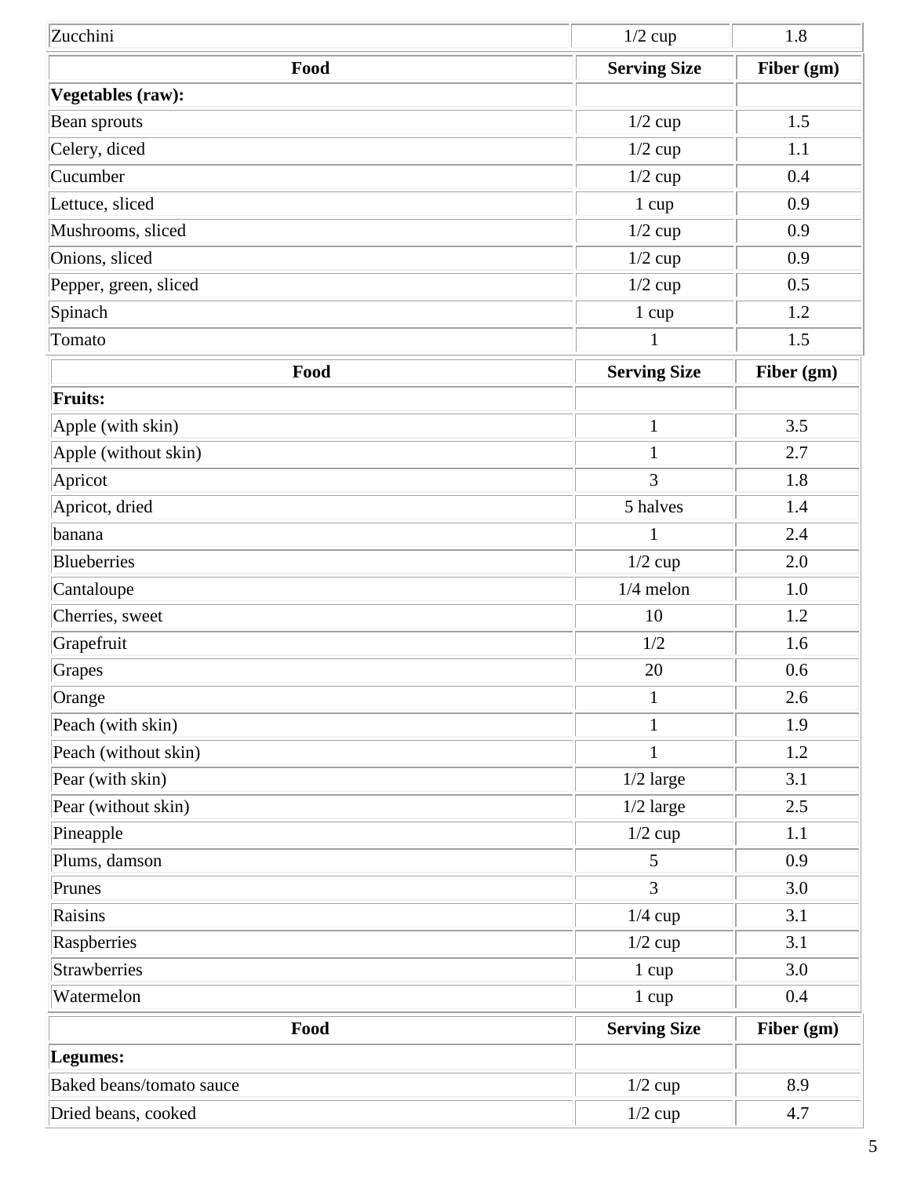| Zucchini | 1/2 cup | 1.8 |
|---|---|---|

| Food | Serving Size | Fiber (gm) |
|---|---|---|
| **Vegetables (raw):** | | |
| Bean sprouts | 1/2 cup | 1.5 |
| Celery, diced | 1/2 cup | 1.1 |
| Cucumber | 1/2 cup | 0.4 |
| Lettuce, sliced | 1 cup | 0.9 |
| Mushrooms, sliced | 1/2 cup | 0.9 |
| Onions, sliced | 1/2 cup | 0.9 |
| Pepper, green, sliced | 1/2 cup | 0.5 |
| Spinach | 1 cup | 1.2 |
| Tomato | 1 | 1.5 |

| Food | Serving Size | Fiber (gm) |
|---|---|---|
| **Fruits:** | | |
| Apple (with skin) | 1 | 3.5 |
| Apple (without skin) | 1 | 2.7 |
| Apricot | 3 | 1.8 |
| Apricot, dried | 5 halves | 1.4 |
| banana | 1 | 2.4 |
| Blueberries | 1/2 cup | 2.0 |
| Cantaloupe | 1/4 melon | 1.0 |
| Cherries, sweet | 10 | 1.2 |
| Grapefruit | 1/2 | 1.6 |
| Grapes | 20 | 0.6 |
| Orange | 1 | 2.6 |
| Peach (with skin) | 1 | 1.9 |
| Peach (without skin) | 1 | 1.2 |
| Pear (with skin) | 1/2 large | 3.1 |
| Pear (without skin) | 1/2 large | 2.5 |
| Pineapple | 1/2 cup | 1.1 |
| Plums, damson | 5 | 0.9 |
| Prunes | 3 | 3.0 |
| Raisins | 1/4 cup | 3.1 |
| Raspberries | 1/2 cup | 3.1 |
| Strawberries | 1 cup | 3.0 |
| Watermelon | 1 cup | 0.4 |

| Food | Serving Size | Fiber (gm) |
|---|---|---|
| **Legumes:** | | |
| Baked beans/tomato sauce | 1/2 cup | 8.9 |
| Dried beans, cooked | 1/2 cup | 4.7 |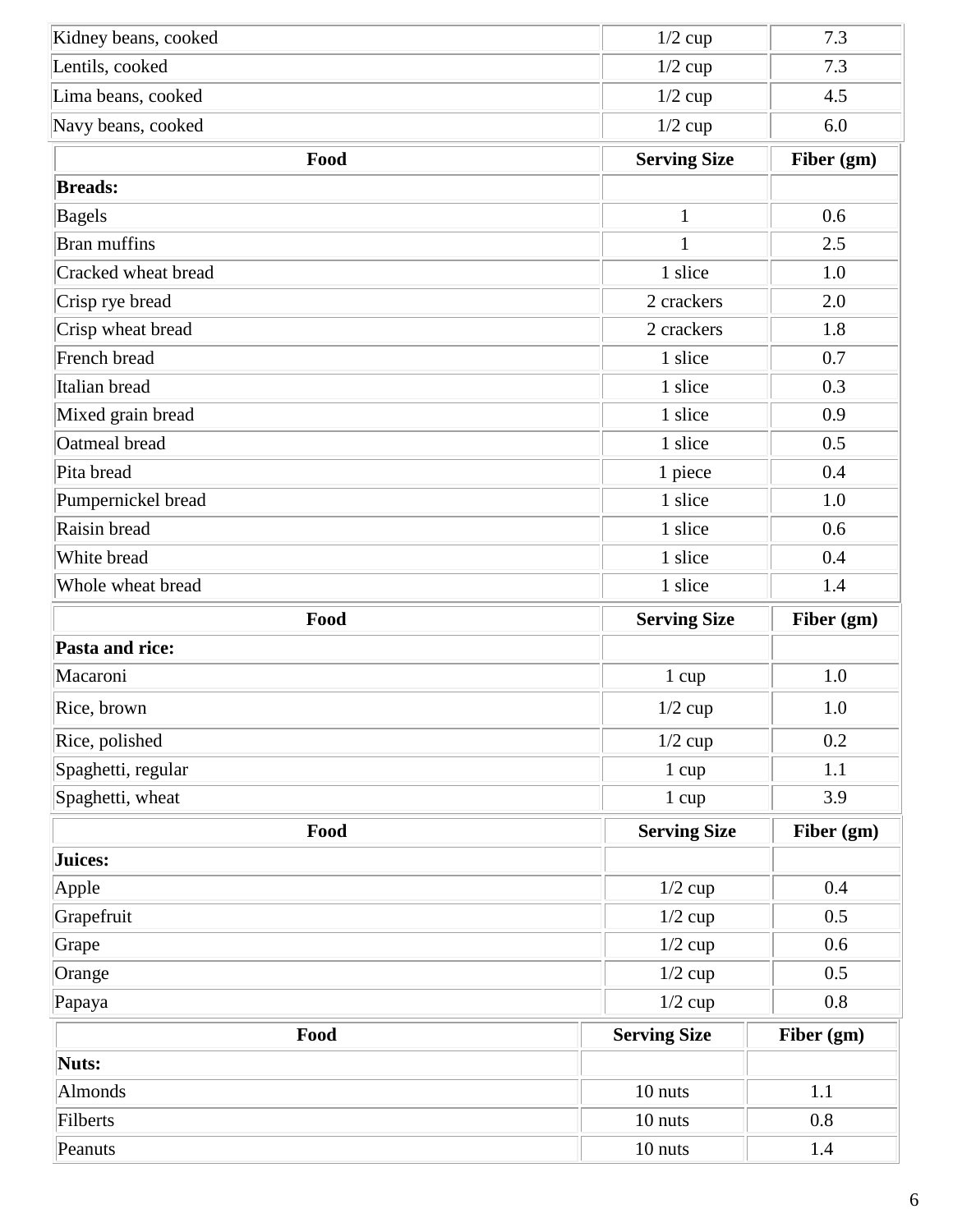| | | |
|---|---|---|
| Kidney beans, cooked | 1/2 cup | 7.3 |
| Lentils, cooked | 1/2 cup | 7.3 |
| Lima beans, cooked | 1/2 cup | 4.5 |
| Navy beans, cooked | 1/2 cup | 6.0 |

| Food | Serving Size | Fiber (gm) |
|---|---|---|
| **Breads:** | | |
| Bagels | 1 | 0.6 |
| Bran muffins | 1 | 2.5 |
| Cracked wheat bread | 1 slice | 1.0 |
| Crisp rye bread | 2 crackers | 2.0 |
| Crisp wheat bread | 2 crackers | 1.8 |
| French bread | 1 slice | 0.7 |
| Italian bread | 1 slice | 0.3 |
| Mixed grain bread | 1 slice | 0.9 |
| Oatmeal bread | 1 slice | 0.5 |
| Pita bread | 1 piece | 0.4 |
| Pumpernickel bread | 1 slice | 1.0 |
| Raisin bread | 1 slice | 0.6 |
| White bread | 1 slice | 0.4 |
| Whole wheat bread | 1 slice | 1.4 |

| Food | Serving Size | Fiber (gm) |
|---|---|---|
| **Pasta and rice:** | | |
| Macaroni | 1 cup | 1.0 |
| Rice, brown | 1/2 cup | 1.0 |
| Rice, polished | 1/2 cup | 0.2 |
| Spaghetti, regular | 1 cup | 1.1 |
| Spaghetti, wheat | 1 cup | 3.9 |

| Food | Serving Size | Fiber (gm) |
|---|---|---|
| **Juices:** | | |
| Apple | 1/2 cup | 0.4 |
| Grapefruit | 1/2 cup | 0.5 |
| Grape | 1/2 cup | 0.6 |
| Orange | 1/2 cup | 0.5 |
| Papaya | 1/2 cup | 0.8 |

| Food | Serving Size | Fiber (gm) |
|---|---|---|
| **Nuts:** | | |
| Almonds | 10 nuts | 1.1 |
| Filberts | 10 nuts | 0.8 |
| Peanuts | 10 nuts | 1.4 |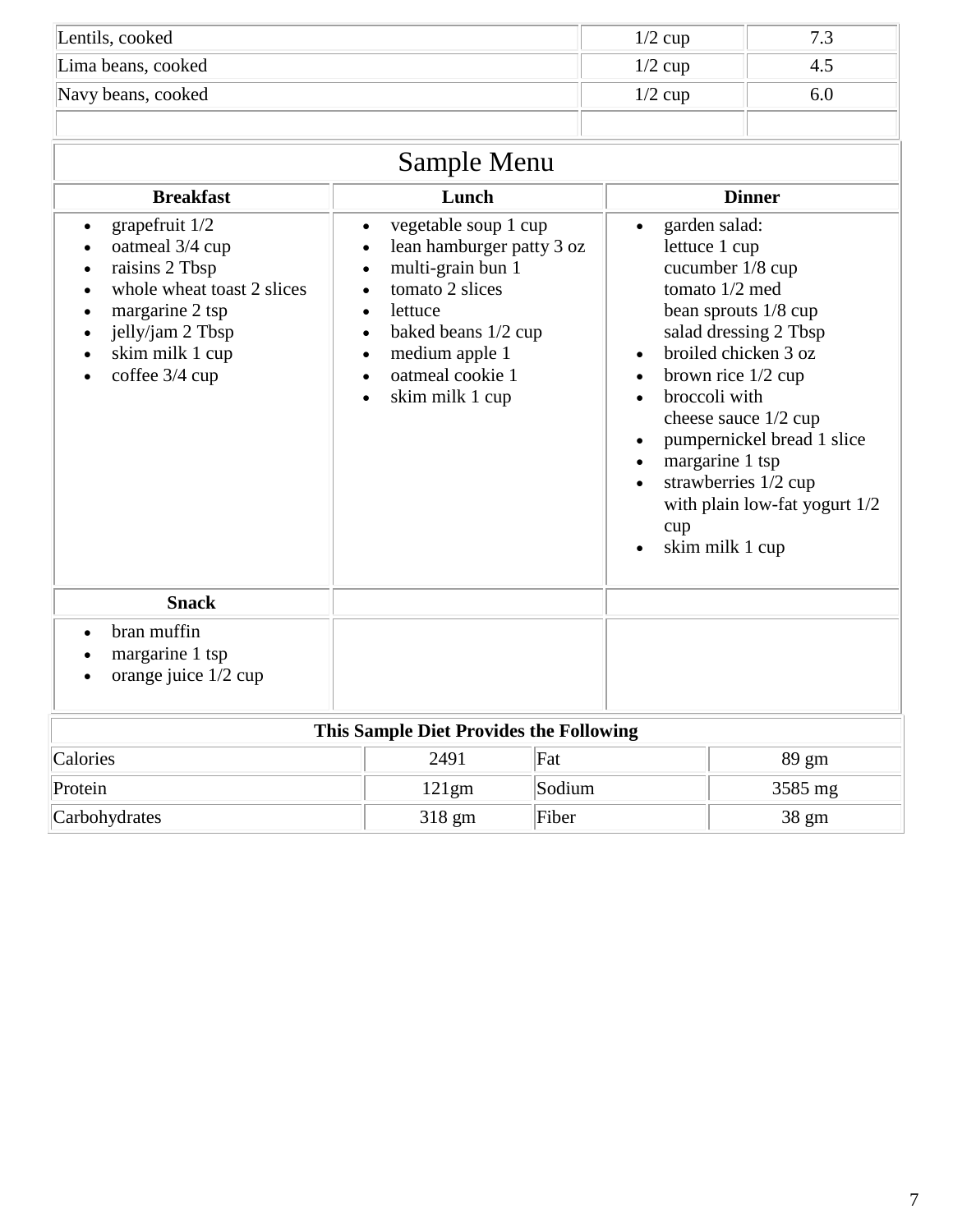| | | |
|---|---|---|
| Lentils, cooked | 1/2 cup | 7.3 |
| Lima beans, cooked | 1/2 cup | 4.5 |
| Navy beans, cooked | 1/2 cup | 6.0 |
| | | |

## Sample Menu

| Breakfast | Lunch | Dinner |
|---|---|---|
| • grapefruit 1/2<br>• oatmeal 3/4 cup<br>• raisins 2 Tbsp<br>• whole wheat toast 2 slices<br>• margarine 2 tsp<br>• jelly/jam 2 Tbsp<br>• skim milk 1 cup<br>• coffee 3/4 cup | • vegetable soup 1 cup<br>• lean hamburger patty 3 oz<br>• multi-grain bun 1<br>• tomato 2 slices<br>• lettuce<br>• baked beans 1/2 cup<br>• medium apple 1<br>• oatmeal cookie 1<br>• skim milk 1 cup | • garden salad:<br>lettuce 1 cup<br>cucumber 1/8 cup<br>tomato 1/2 med<br>bean sprouts 1/8 cup<br>salad dressing 2 Tbsp<br>• broiled chicken 3 oz<br>• brown rice 1/2 cup<br>• broccoli with<br>cheese sauce 1/2 cup<br>• pumpernickel bread 1 slice<br>• margarine 1 tsp<br>• strawberries 1/2 cup<br>with plain low-fat yogurt 1/2 cup<br>• skim milk 1 cup |
| **Snack** | | |
| • bran muffin<br>• margarine 1 tsp<br>• orange juice 1/2 cup | | |

**This Sample Diet Provides the Following**

| | | | |
|---|---|---|---|
| Calories | 2491 | Fat | 89 gm |
| Protein | 121gm | Sodium | 3585 mg |
| Carbohydrates | 318 gm | Fiber | 38 gm |